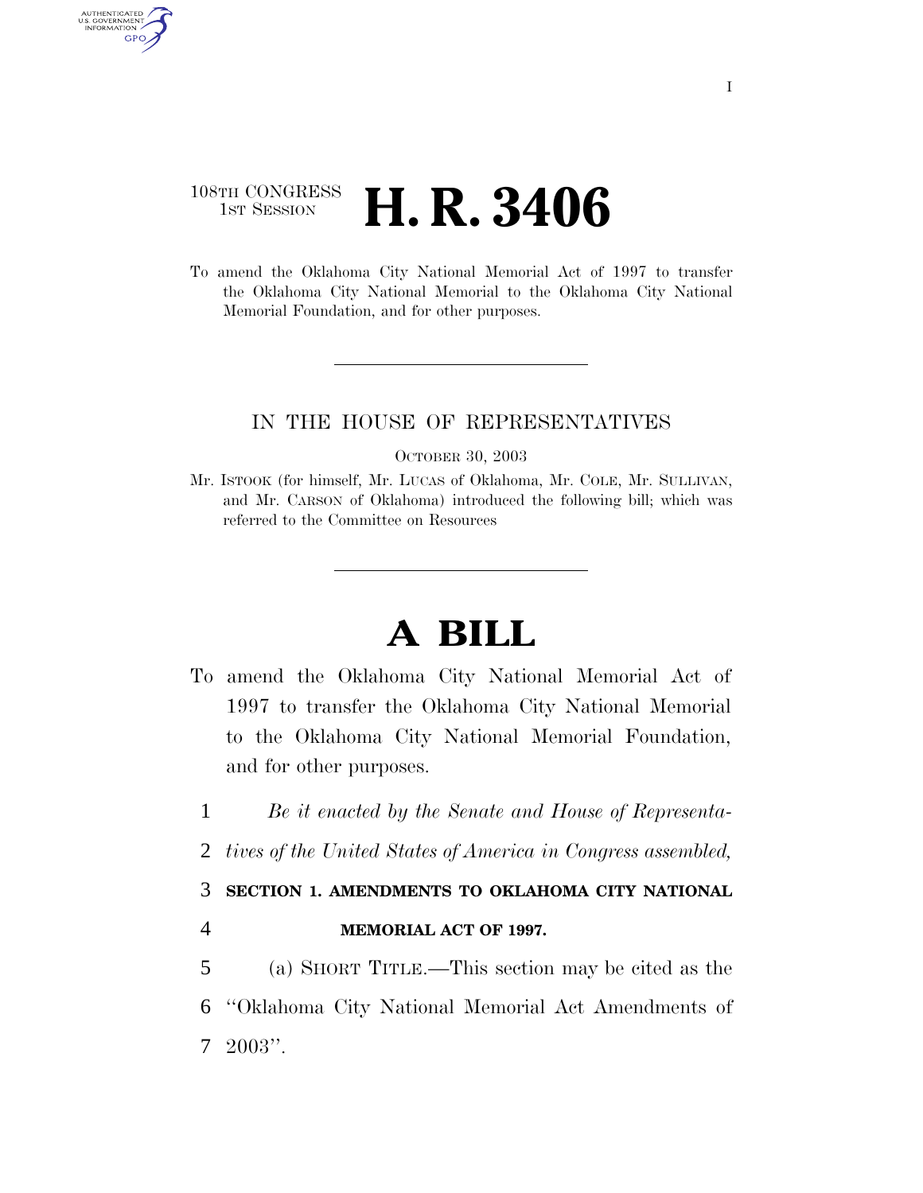108TH CONGRESS
1ST SESSION

# H. R. 3406

To amend the Oklahoma City National Memorial Act of 1997 to transfer the Oklahoma City National Memorial to the Oklahoma City National Memorial Foundation, and for other purposes.

IN THE HOUSE OF REPRESENTATIVES

OCTOBER 30, 2003

Mr. ISTOOK (for himself, Mr. LUCAS of Oklahoma, Mr. COLE, Mr. SULLIVAN, and Mr. CARSON of Oklahoma) introduced the following bill; which was referred to the Committee on Resources

# A BILL

To amend the Oklahoma City National Memorial Act of 1997 to transfer the Oklahoma City National Memorial to the Oklahoma City National Memorial Foundation, and for other purposes.

1 *Be it enacted by the Senate and House of Representa-*
2 *tives of the United States of America in Congress assembled,*

3 **SECTION 1. AMENDMENTS TO OKLAHOMA CITY NATIONAL**
4 **MEMORIAL ACT OF 1997.**

5 (a) SHORT TITLE.—This section may be cited as the
6 ''Oklahoma City National Memorial Act Amendments of
7 2003''.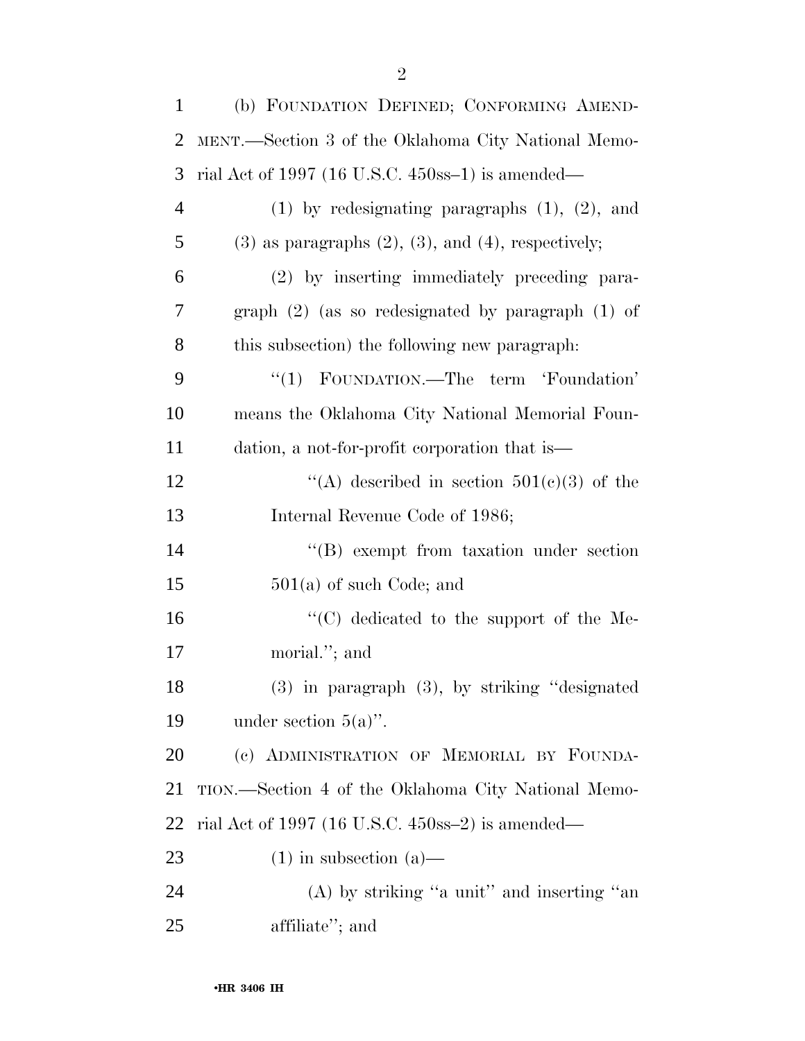(b) FOUNDATION DEFINED; CONFORMING AMENDMENT.—Section 3 of the Oklahoma City National Memorial Act of 1997 (16 U.S.C. 450ss–1) is amended—

(1) by redesignating paragraphs (1), (2), and (3) as paragraphs (2), (3), and (4), respectively;

(2) by inserting immediately preceding paragraph (2) (as so redesignated by paragraph (1) of this subsection) the following new paragraph:

"(1) FOUNDATION.—The term 'Foundation' means the Oklahoma City National Memorial Foundation, a not-for-profit corporation that is—

"(A) described in section 501(c)(3) of the Internal Revenue Code of 1986;

"(B) exempt from taxation under section 501(a) of such Code; and

"(C) dedicated to the support of the Memorial."; and

(3) in paragraph (3), by striking "designated under section 5(a)".

(c) ADMINISTRATION OF MEMORIAL BY FOUNDATION.—Section 4 of the Oklahoma City National Memorial Act of 1997 (16 U.S.C. 450ss–2) is amended—

(1) in subsection (a)—

(A) by striking "a unit" and inserting "an affiliate"; and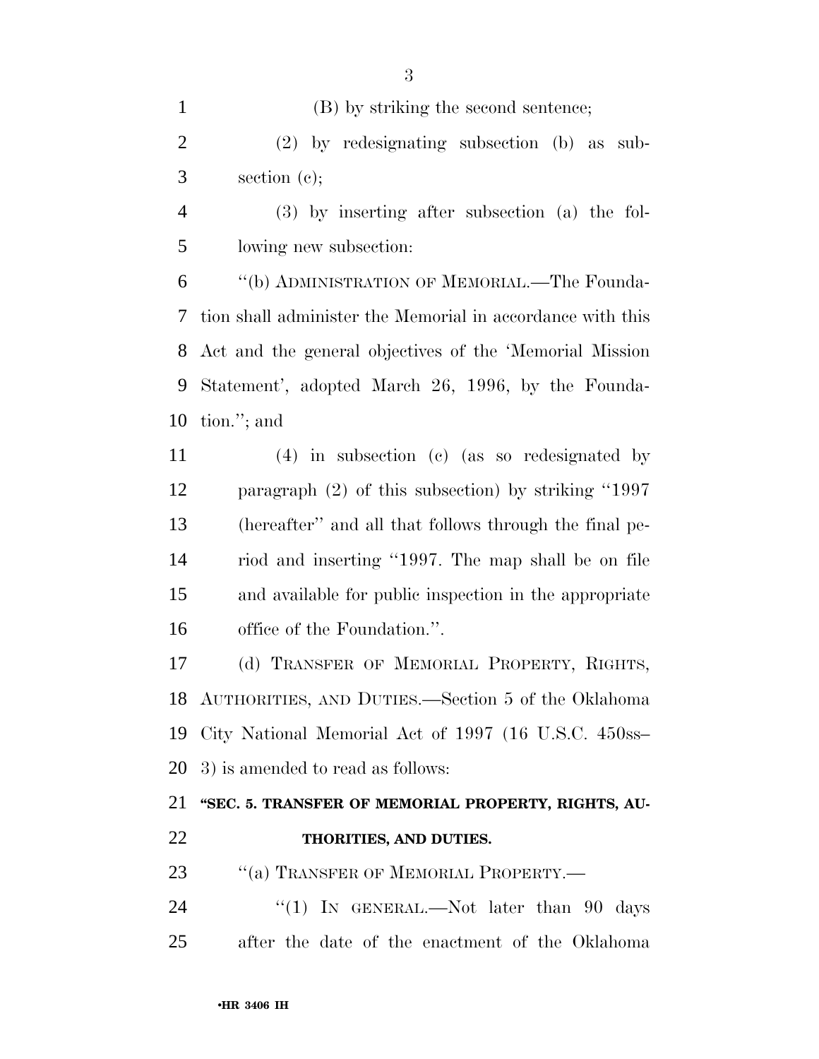(B) by striking the second sentence;

(2) by redesignating subsection (b) as subsection (c);

(3) by inserting after subsection (a) the following new subsection:

"(b) ADMINISTRATION OF MEMORIAL.—The Foundation shall administer the Memorial in accordance with this Act and the general objectives of the 'Memorial Mission Statement', adopted March 26, 1996, by the Foundation."; and

(4) in subsection (c) (as so redesignated by paragraph (2) of this subsection) by striking "1997 (hereafter" and all that follows through the final period and inserting "1997. The map shall be on file and available for public inspection in the appropriate office of the Foundation.".

(d) TRANSFER OF MEMORIAL PROPERTY, RIGHTS, AUTHORITIES, AND DUTIES.—Section 5 of the Oklahoma City National Memorial Act of 1997 (16 U.S.C. 450ss–3) is amended to read as follows:

**"SEC. 5. TRANSFER OF MEMORIAL PROPERTY, RIGHTS, AUTHORITIES, AND DUTIES.**

"(a) TRANSFER OF MEMORIAL PROPERTY.—

"(1) IN GENERAL.—Not later than 90 days after the date of the enactment of the Oklahoma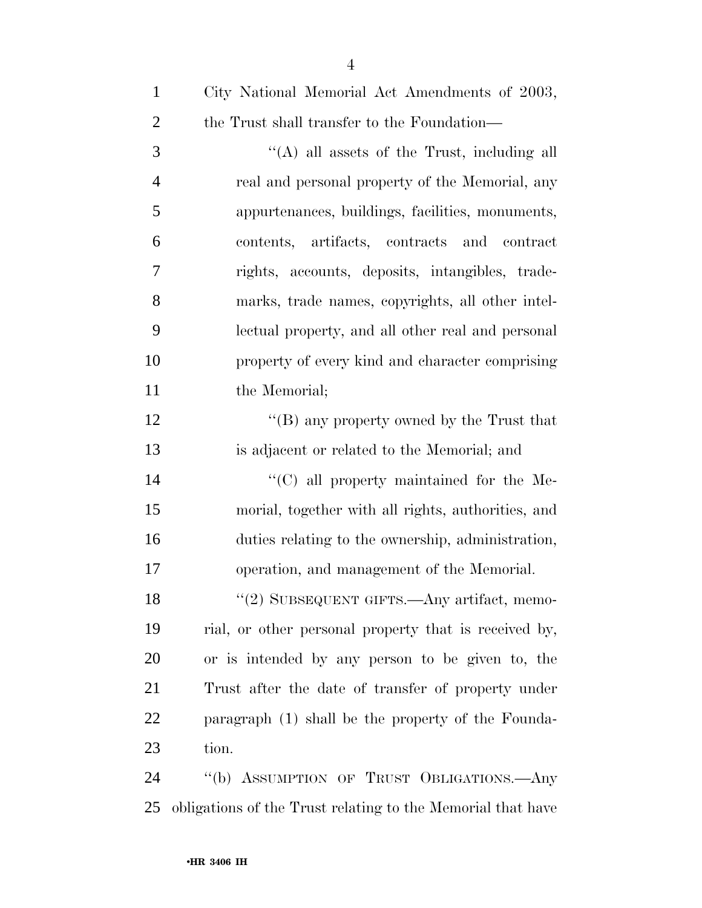City National Memorial Act Amendments of 2003, the Trust shall transfer to the Foundation—

''(A) all assets of the Trust, including all real and personal property of the Memorial, any appurtenances, buildings, facilities, monuments, contents, artifacts, contracts and contract rights, accounts, deposits, intangibles, trademarks, trade names, copyrights, all other intellectual property, and all other real and personal property of every kind and character comprising the Memorial;

''(B) any property owned by the Trust that is adjacent or related to the Memorial; and

''(C) all property maintained for the Memorial, together with all rights, authorities, and duties relating to the ownership, administration, operation, and management of the Memorial.

''(2) SUBSEQUENT GIFTS.—Any artifact, memorial, or other personal property that is received by, or is intended by any person to be given to, the Trust after the date of transfer of property under paragraph (1) shall be the property of the Foundation.

''(b) ASSUMPTION OF TRUST OBLIGATIONS.—Any obligations of the Trust relating to the Memorial that have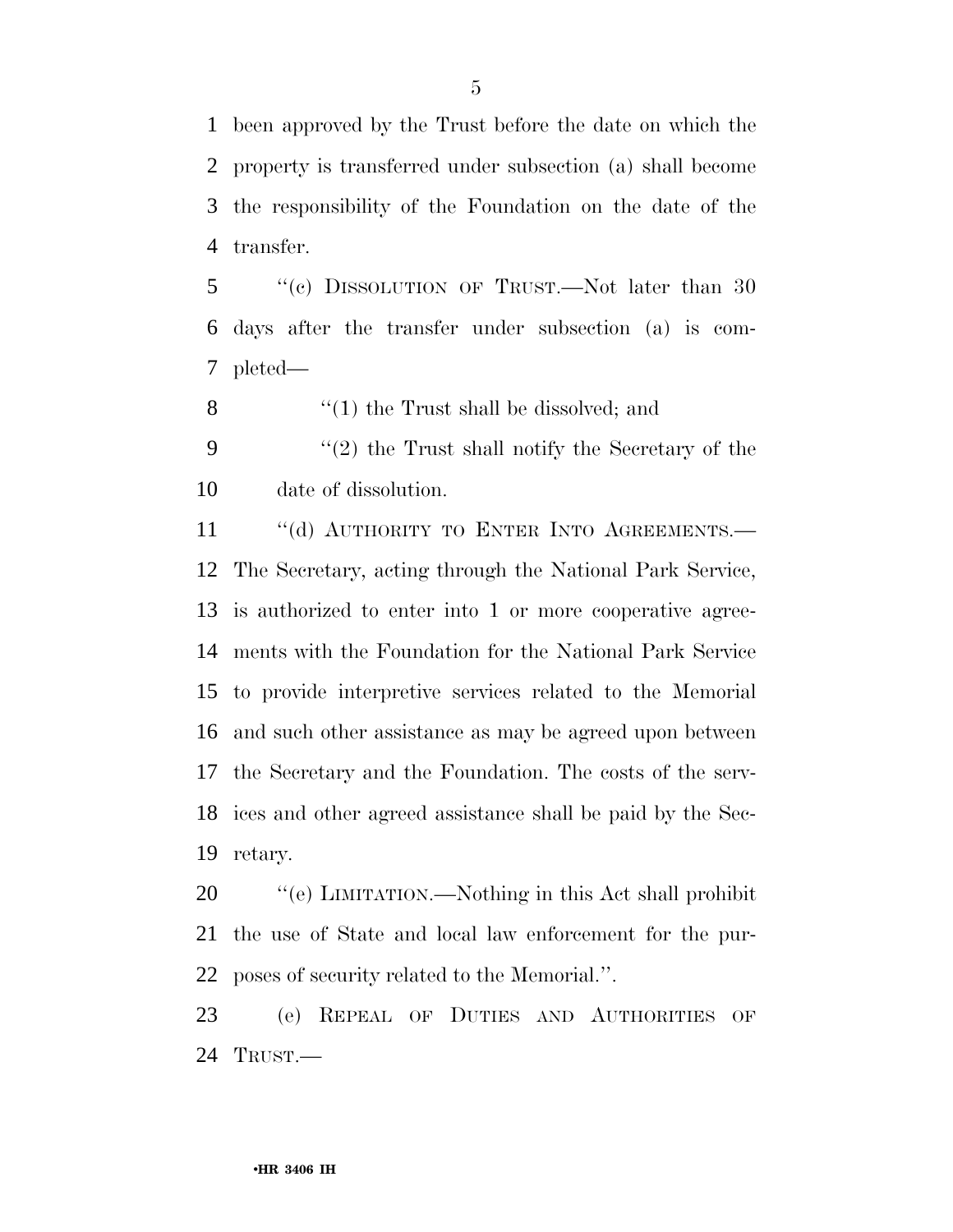been approved by the Trust before the date on which the property is transferred under subsection (a) shall become the responsibility of the Foundation on the date of the transfer.

"(c) DISSOLUTION OF TRUST.—Not later than 30 days after the transfer under subsection (a) is completed—

"(1) the Trust shall be dissolved; and

"(2) the Trust shall notify the Secretary of the date of dissolution.

"(d) AUTHORITY TO ENTER INTO AGREEMENTS.—The Secretary, acting through the National Park Service, is authorized to enter into 1 or more cooperative agreements with the Foundation for the National Park Service to provide interpretive services related to the Memorial and such other assistance as may be agreed upon between the Secretary and the Foundation. The costs of the services and other agreed assistance shall be paid by the Secretary.

"(e) LIMITATION.—Nothing in this Act shall prohibit the use of State and local law enforcement for the purposes of security related to the Memorial.".

(e) REPEAL OF DUTIES AND AUTHORITIES OF TRUST.—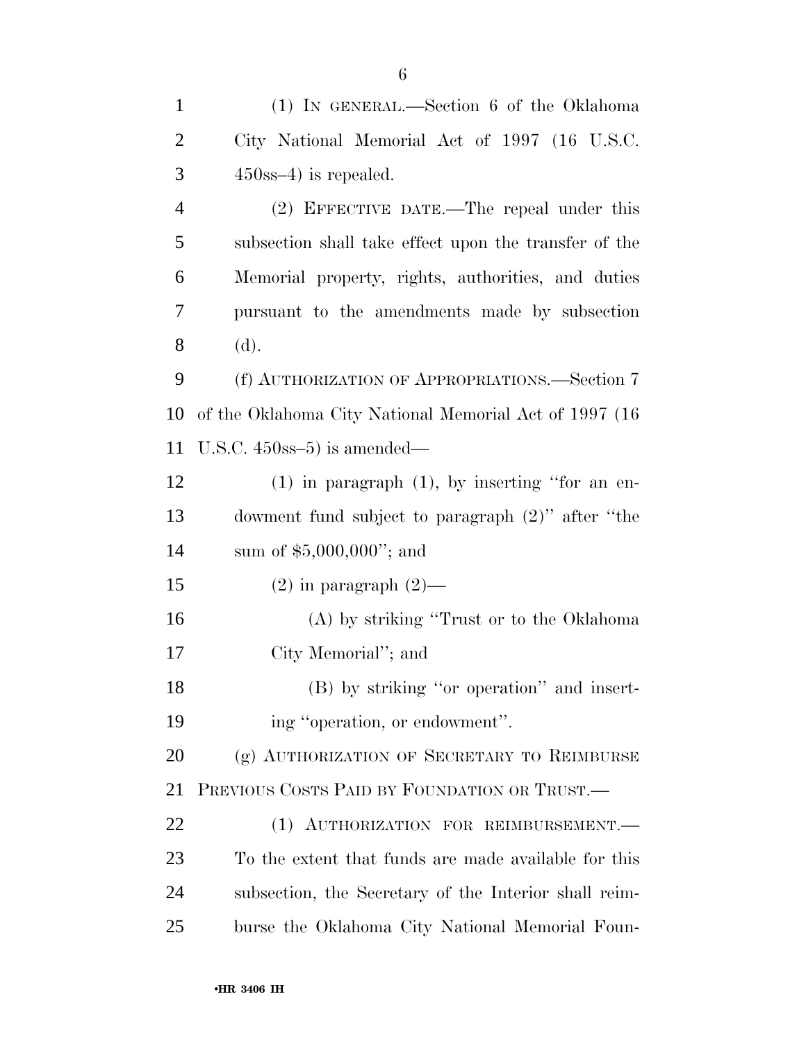(1) IN GENERAL.—Section 6 of the Oklahoma City National Memorial Act of 1997 (16 U.S.C. 450ss–4) is repealed.

(2) EFFECTIVE DATE.—The repeal under this subsection shall take effect upon the transfer of the Memorial property, rights, authorities, and duties pursuant to the amendments made by subsection (d).

(f) AUTHORIZATION OF APPROPRIATIONS.—Section 7 of the Oklahoma City National Memorial Act of 1997 (16 U.S.C. 450ss–5) is amended—

(1) in paragraph (1), by inserting ''for an endowment fund subject to paragraph (2)'' after ''the sum of $5,000,000''; and

(2) in paragraph (2)—

(A) by striking ''Trust or to the Oklahoma City Memorial''; and

(B) by striking ''or operation'' and inserting ''operation, or endowment''.

(g) AUTHORIZATION OF SECRETARY TO REIMBURSE PREVIOUS COSTS PAID BY FOUNDATION OR TRUST.—

(1) AUTHORIZATION FOR REIMBURSEMENT.—To the extent that funds are made available for this subsection, the Secretary of the Interior shall reimburse the Oklahoma City National Memorial Foun-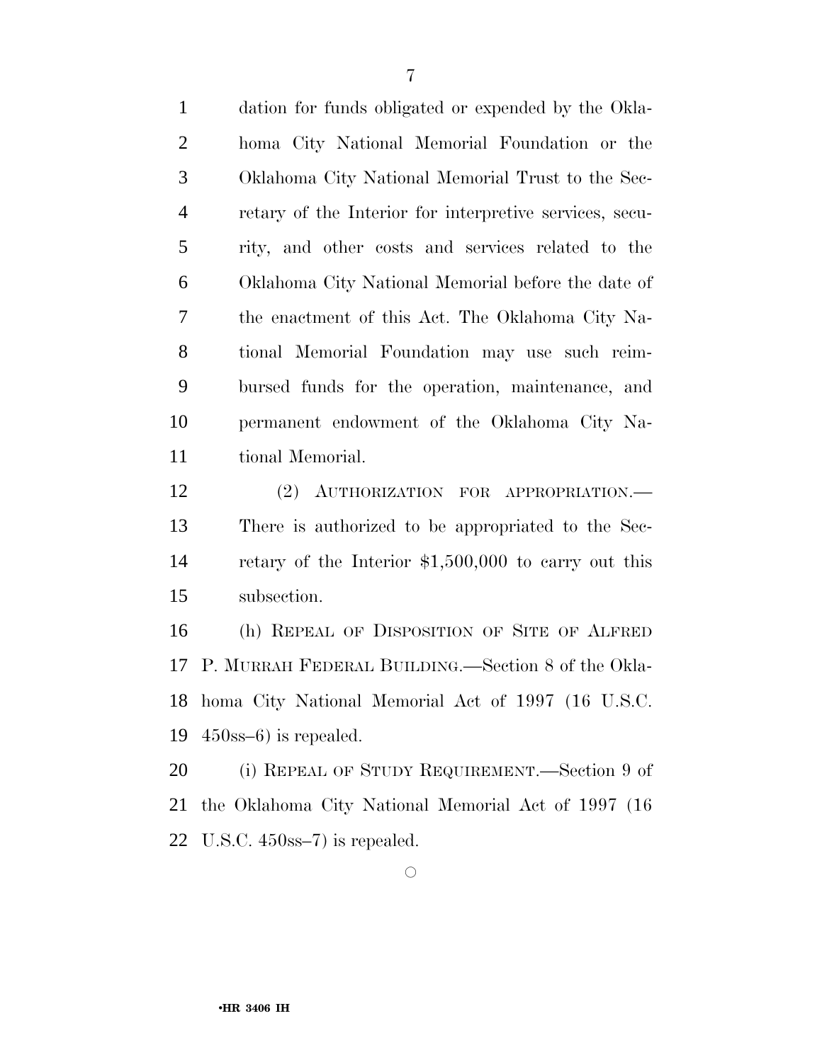dation for funds obligated or expended by the Oklahoma City National Memorial Foundation or the Oklahoma City National Memorial Trust to the Secretary of the Interior for interpretive services, security, and other costs and services related to the Oklahoma City National Memorial before the date of the enactment of this Act. The Oklahoma City National Memorial Foundation may use such reimbursed funds for the operation, maintenance, and permanent endowment of the Oklahoma City National Memorial.

(2) AUTHORIZATION FOR APPROPRIATION.—There is authorized to be appropriated to the Secretary of the Interior $1,500,000 to carry out this subsection.

(h) REPEAL OF DISPOSITION OF SITE OF ALFRED P. MURRAH FEDERAL BUILDING.—Section 8 of the Oklahoma City National Memorial Act of 1997 (16 U.S.C. 450ss–6) is repealed.

(i) REPEAL OF STUDY REQUIREMENT.—Section 9 of the Oklahoma City National Memorial Act of 1997 (16 U.S.C. 450ss–7) is repealed.

○